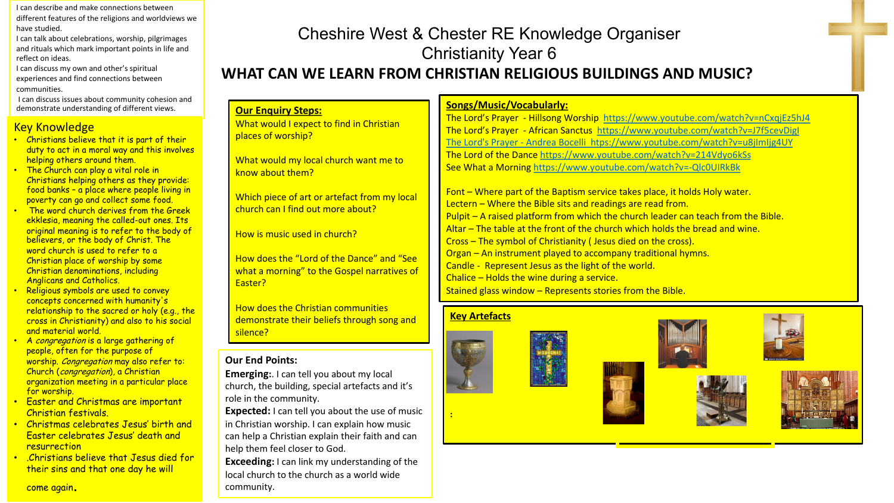# Cheshire West & Chester RE Knowledge Organiser
# Christianity Year 6

## WHAT CAN WE LEARN FROM CHRISTIAN RELIGIOUS BUILDINGS AND MUSIC?

I can describe and make connections between different features of the religions and worldviews we have studied.
I can talk about celebrations, worship, pilgrimages and rituals which mark important points in life and reflect on ideas.
I can discuss my own and other's spiritual experiences and find connections between communities.
I can discuss issues about community cohesion and demonstrate understanding of different views.

## Key Knowledge

- Christians believe that it is part of their duty to act in a moral way and this involves helping others around them.
- The Church can play a vital role in Christians helping others as they provide: food banks – a place where people living in poverty can go and collect some food.
- The word church derives from the Greek ekklesia, meaning the called-out ones. Its original meaning is to refer to the body of believers, or the body of Christ. The word church is used to refer to a Christian place of worship by some Christian denominations, including Anglicans and Catholics.
- Religious symbols are used to convey concepts concerned with humanity's relationship to the sacred or holy (e.g., the cross in Christianity) and also to his social and material world.
- A *congregation* is a large gathering of people, often for the purpose of worship. *Congregation* may also refer to: Church (*congregation*), a Christian organization meeting in a particular place for worship.
- Easter and Christmas are important Christian festivals.
- Christmas celebrates Jesus' birth and Easter celebrates Jesus' death and resurrection
- .Christians believe that Jesus died for their sins and that one day he will come again.

## Our Enquiry Steps:

What would I expect to find in Christian places of worship?

What would my local church want me to know about them?

Which piece of art or artefact from my local church can I find out more about?

How is music used in church?

How does the "Lord of the Dance" and "See what a morning" to the Gospel narratives of Easter?

How does the Christian communities demonstrate their beliefs through song and silence?

## Our End Points:

**Emerging:**. I can tell you about my local church, the building, special artefacts and it's role in the community.

**Expected:** I can tell you about the use of music in Christian worship. I can explain how music can help a Christian explain their faith and can help them feel closer to God.

**Exceeding:** I can link my understanding of the local church to the church as a world wide community.

## Songs/Music/Vocabularly:

The Lord's Prayer - Hillsong Worship https://www.youtube.com/watch?v=nCxqjEz5hJ4
The Lord's Prayer - African Sanctus https://www.youtube.com/watch?v=J7f5cevDigI
The Lord's Prayer - Andrea Bocelli htps://www.youtube.com/watch?v=u8jlmljg4UY
The Lord of the Dance https://www.youtube.com/watch?v=214Vdyo6kSs
See What a Morning https://www.youtube.com/watch?v=-Qlc0UIRkBk

Font – Where part of the Baptism service takes place, it holds Holy water.
Lectern – Where the Bible sits and readings are read from.
Pulpit – A raised platform from which the church leader can teach from the Bible.
Altar – The table at the front of the church which holds the bread and wine.
Cross – The symbol of Christianity ( Jesus died on the cross).
Organ – An instrument played to accompany traditional hymns.
Candle - Represent Jesus as the light of the world.
Chalice – Holds the wine during a service.
Stained glass window – Represents stories from the Bible.

## Key Artefacts

: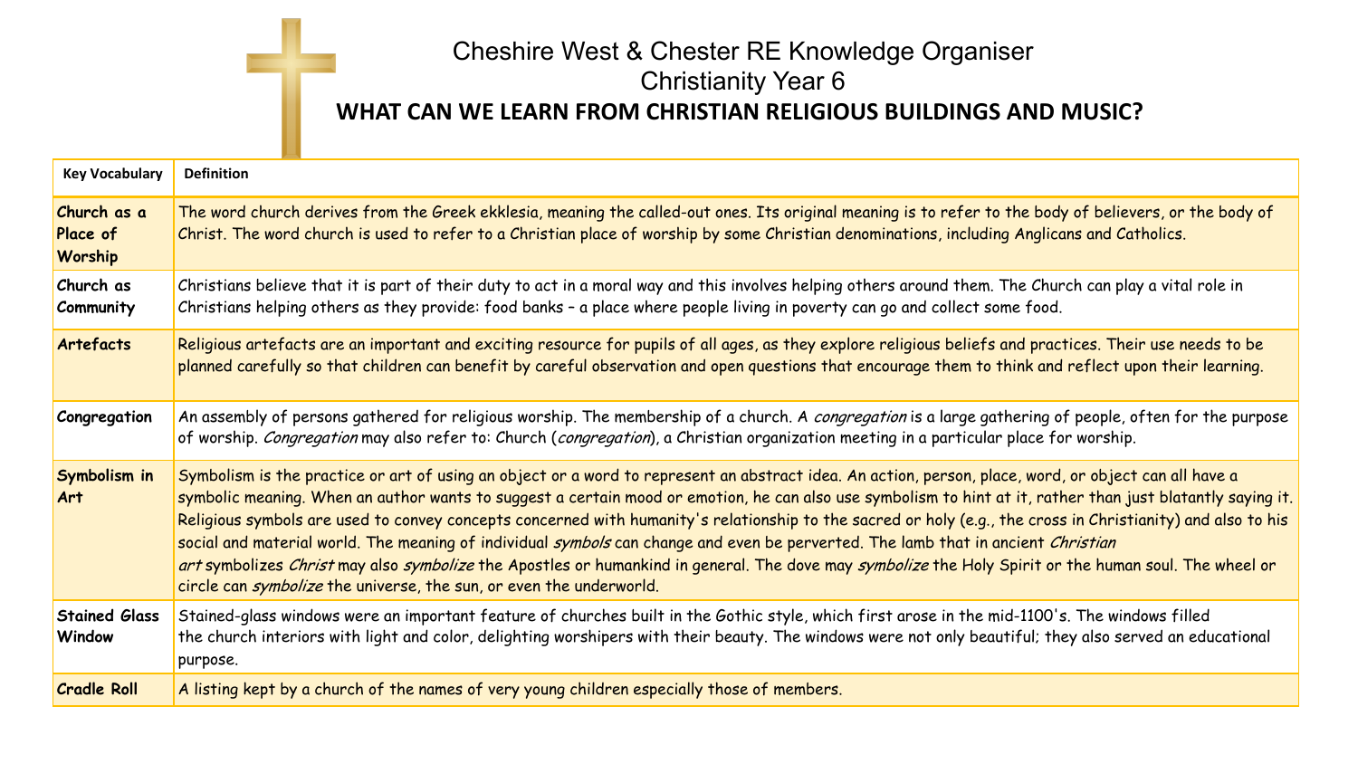# Cheshire West & Chester RE Knowledge Organiser
## Christianity Year 6
### WHAT CAN WE LEARN FROM CHRISTIAN RELIGIOUS BUILDINGS AND MUSIC?

| Key Vocabulary | Definition |
|---|---|
| **Church as a Place of Worship** | The word church derives from the Greek ekklesia, meaning the called-out ones. Its original meaning is to refer to the body of believers, or the body of Christ. The word church is used to refer to a Christian place of worship by some Christian denominations, including Anglicans and Catholics. |
| **Church as Community** | Christians believe that it is part of their duty to act in a moral way and this involves helping others around them. The Church can play a vital role in Christians helping others as they provide: food banks – a place where people living in poverty can go and collect some food. |
| **Artefacts** | Religious artefacts are an important and exciting resource for pupils of all ages, as they explore religious beliefs and practices. Their use needs to be planned carefully so that children can benefit by careful observation and open questions that encourage them to think and reflect upon their learning. |
| **Congregation** | An assembly of persons gathered for religious worship. The membership of a church. A *congregation* is a large gathering of people, often for the purpose of worship. *Congregation* may also refer to: Church (*congregation*), a Christian organization meeting in a particular place for worship. |
| **Symbolism in Art** | Symbolism is the practice or art of using an object or a word to represent an abstract idea. An action, person, place, word, or object can all have a symbolic meaning. When an author wants to suggest a certain mood or emotion, he can also use symbolism to hint at it, rather than just blatantly saying it. Religious symbols are used to convey concepts concerned with humanity's relationship to the sacred or holy (e.g., the cross in Christianity) and also to his social and material world. The meaning of individual *symbols* can change and even be perverted. The lamb that in ancient *Christian art* symbolizes *Christ* may also *symbolize* the Apostles or humankind in general. The dove may *symbolize* the Holy Spirit or the human soul. The wheel or circle can *symbolize* the universe, the sun, or even the underworld. |
| **Stained Glass Window** | Stained-glass windows were an important feature of churches built in the Gothic style, which first arose in the mid-1100's. The windows filled the church interiors with light and color, delighting worshipers with their beauty. The windows were not only beautiful; they also served an educational purpose. |
| **Cradle Roll** | A listing kept by a church of the names of very young children especially those of members. |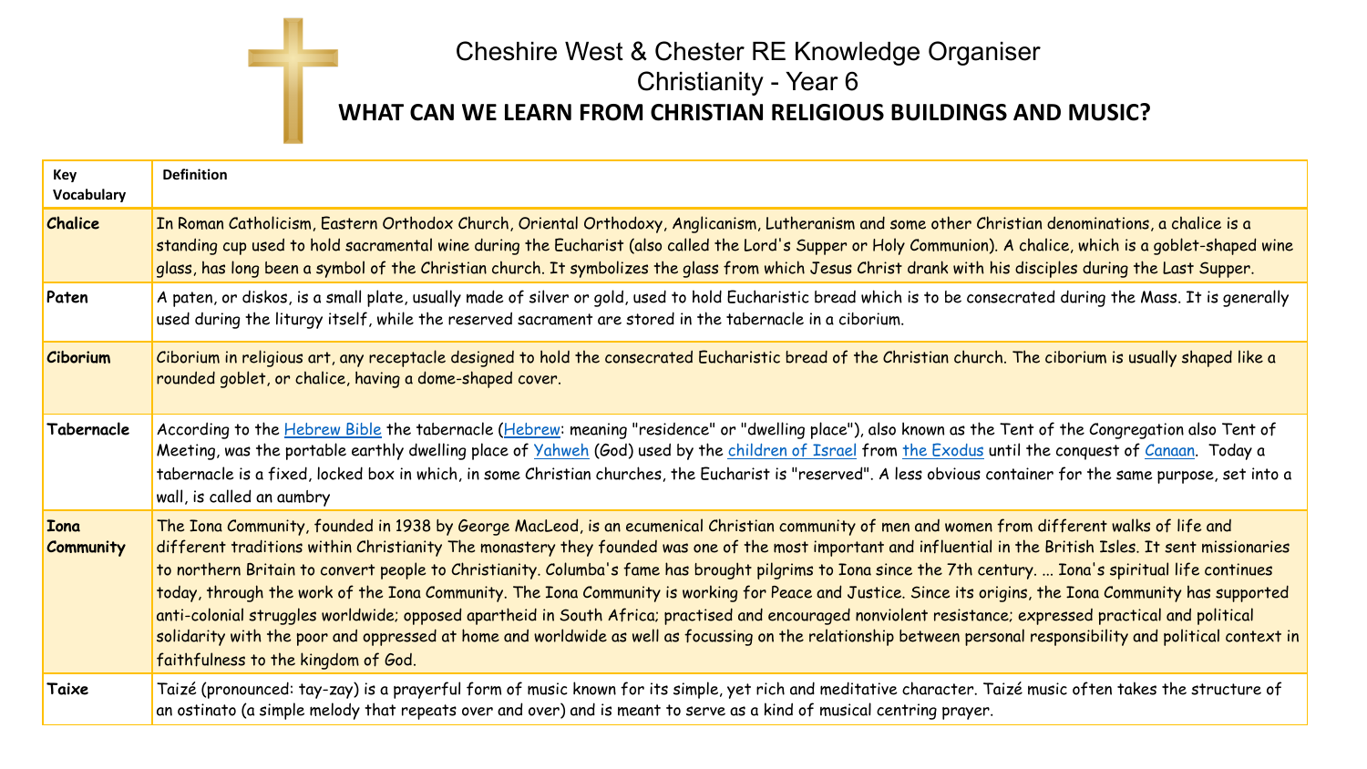# Cheshire West & Chester RE Knowledge Organiser
## Christianity - Year 6
### WHAT CAN WE LEARN FROM CHRISTIAN RELIGIOUS BUILDINGS AND MUSIC?

| Key Vocabulary | Definition |
|---|---|
| **Chalice** | In Roman Catholicism, Eastern Orthodox Church, Oriental Orthodoxy, Anglicanism, Lutheranism and some other Christian denominations, a chalice is a standing cup used to hold sacramental wine during the Eucharist (also called the Lord's Supper or Holy Communion). A chalice, which is a goblet-shaped wine glass, has long been a symbol of the Christian church. It symbolizes the glass from which Jesus Christ drank with his disciples during the Last Supper. |
| **Paten** | A paten, or diskos, is a small plate, usually made of silver or gold, used to hold Eucharistic bread which is to be consecrated during the Mass. It is generally used during the liturgy itself, while the reserved sacrament are stored in the tabernacle in a ciborium. |
| **Ciborium** | Ciborium in religious art, any receptacle designed to hold the consecrated Eucharistic bread of the Christian church. The ciborium is usually shaped like a rounded goblet, or chalice, having a dome-shaped cover. |
| **Tabernacle** | According to the Hebrew Bible the tabernacle (Hebrew: meaning "residence" or "dwelling place"), also known as the Tent of the Congregation also Tent of Meeting, was the portable earthly dwelling place of Yahweh (God) used by the children of Israel from the Exodus until the conquest of Canaan. Today a tabernacle is a fixed, locked box in which, in some Christian churches, the Eucharist is "reserved". A less obvious container for the same purpose, set into a wall, is called an aumbry |
| **Iona Community** | The Iona Community, founded in 1938 by George MacLeod, is an ecumenical Christian community of men and women from different walks of life and different traditions within Christianity The monastery they founded was one of the most important and influential in the British Isles. It sent missionaries to northern Britain to convert people to Christianity. Columba's fame has brought pilgrims to Iona since the 7th century. ... Iona's spiritual life continues today, through the work of the Iona Community. The Iona Community is working for Peace and Justice. Since its origins, the Iona Community has supported anti-colonial struggles worldwide; opposed apartheid in South Africa; practised and encouraged nonviolent resistance; expressed practical and political solidarity with the poor and oppressed at home and worldwide as well as focussing on the relationship between personal responsibility and political context in faithfulness to the kingdom of God. |
| **Taixe** | Taizé (pronounced: tay-zay) is a prayerful form of music known for its simple, yet rich and meditative character. Taizé music often takes the structure of an ostinato (a simple melody that repeats over and over) and is meant to serve as a kind of musical centring prayer. |